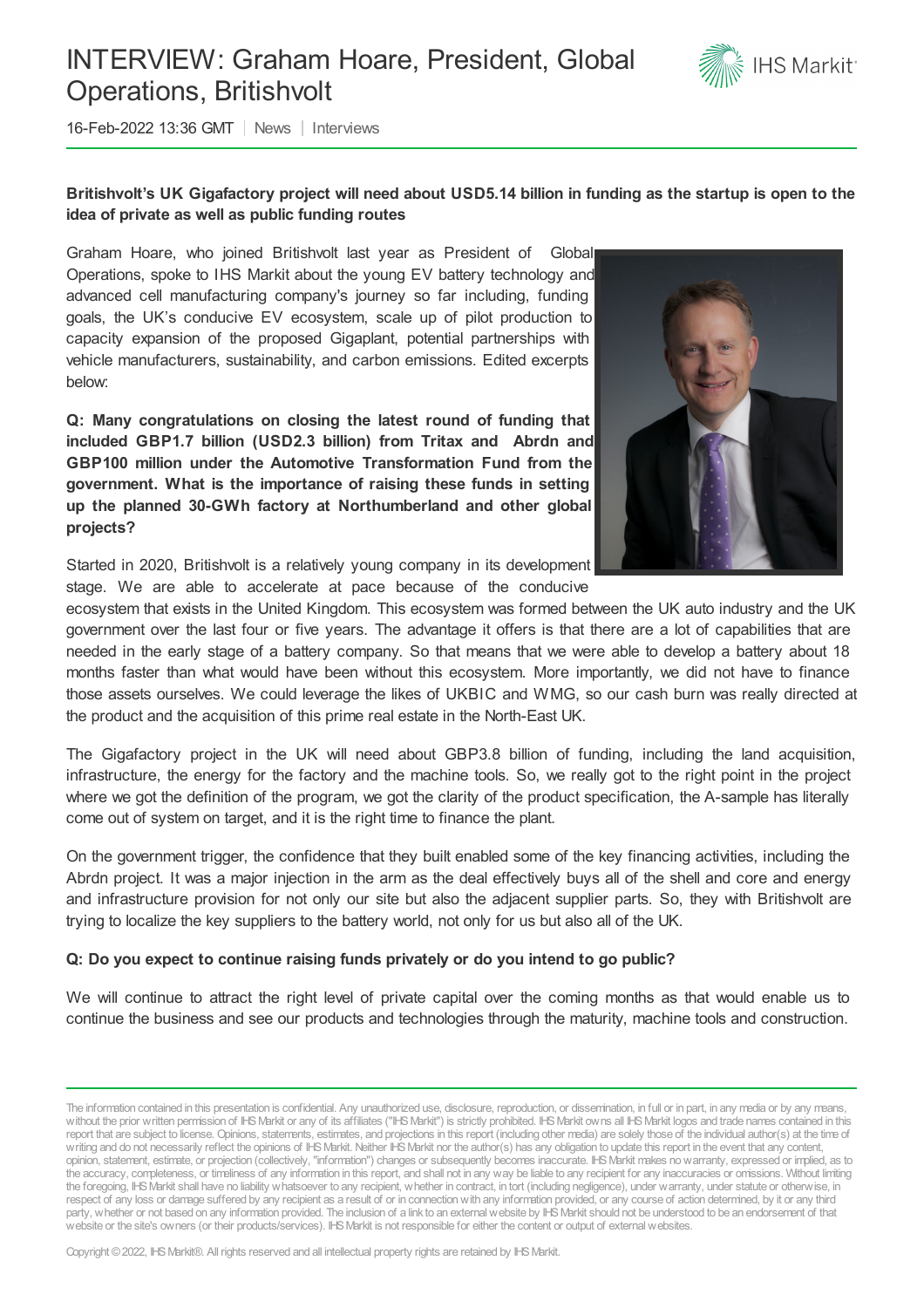# INTERVIEW: Graham Hoare, President, Global Operations, Britishvolt

16-Feb-2022 13:36 GMT | News | Interviews

**Britishvolt's UK Gigafactory project will need about USD5.14 billion in funding as the startup is open to the idea of private as well as public funding routes**

Graham Hoare, who joined Britishvolt last year as President of Global Operations, spoke to IHS Markit about the young EV battery technology and advanced cell manufacturing company's journey so far including, funding goals, the UK's conducive EV ecosystem, scale up of pilot production to capacity expansion of the proposed Gigaplant, potential partnerships with vehicle manufacturers, sustainability, and carbon emissions. Edited excerpts below:

**Q: Many congratulations on closing the latest round of funding that included GBP1.7 billion (USD2.3 billion) from Tritax and Abrdn and GBP100 million under the Automotive Transformation Fund from the government. What is the importance of raising these funds in setting up the planned 30-GWh factory at Northumberland and other global projects?**

Started in 2020, Britishvolt is a relatively young company in its development stage. We are able to accelerate at pace because of the conducive ecosystem that exists in the United Kingdom. This ecosystem was formed between the UK auto industry and the UK government over the last four or five years. The advantage it offers is that there are a lot of capabilities that are needed in the early stage of a battery company. So that means that we were able to develop a battery about 18 months faster than what would have been without this ecosystem. More importantly, we did not have to finance those assets ourselves. We could leverage the likes of UKBIC and WMG, so our cash burn was really directed at the product and the acquisition of this prime real estate in the North-East UK.

The Gigafactory project in the UK will need about GBP3.8 billion of funding, including the land acquisition, infrastructure, the energy for the factory and the machine tools. So, we really got to the right point in the project where we got the definition of the program, we got the clarity of the product specification, the A-sample has literally come out of system on target, and it is the right time to finance the plant.

On the government trigger, the confidence that they built enabled some of the key financing activities, including the Abrdn project. It was a major injection in the arm as the deal effectively buys all of the shell and core and energy and infrastructure provision for not only our site but also the adjacent supplier parts. So, they with Britishvolt are trying to localize the key suppliers to the battery world, not only for us but also all of the UK.

**Q: Do you expect to continue raising funds privately or do you intend to go public?**

We will continue to attract the right level of private capital over the coming months as that would enable us to continue the business and see our products and technologies through the maturity, machine tools and construction.

The information contained in this presentation is confidential. Any unauthorized use, disclosure, reproduction, or dissemination, in full or in part, in any media or by any means, without the prior written permission of IHS Markit or any of its affiliates ("IHS Markit") is strictly prohibited. IHS Markit owns all IHS Markit logos and trade names contained in this report that are subject to license. Opinions, statements, estimates, and projections in this report (including other media) are solely those of the individual author(s) at the time of writing and do not necessarily reflect the opinions of IHS Markit. Neither IHS Markit nor the author(s) has any obligation to update this report in the event that any content, opinion, statement, estimate, or projection (collectively, "information") changes or subsequently becomes inaccurate. IHS Markit makes no warranty, expressed or implied, as to the accuracy, completeness, or timeliness of any information in this report, and shall not in any way be liable to any recipient for any inaccuracies or omissions. Without limiting the foregoing, IHS Markit shall have no liability whatsoever to any recipient, whether in contract, in tort (including negligence), under warranty, under statute or otherwise, in respect of any loss or damage suffered by any recipient as a result of or in connection with any information provided, or any course of action determined, by it or any third party, whether or not based on any information provided. The inclusion of a link to an external website by IHS Markit should not be understood to be an endorsement of that website or the site's owners (or their products/services). IHS Markit is not responsible for either the content or output of external websites.

Copyright © 2022, IHS Markit®. All rights reserved and all intellectual property rights are retained by IHS Markit.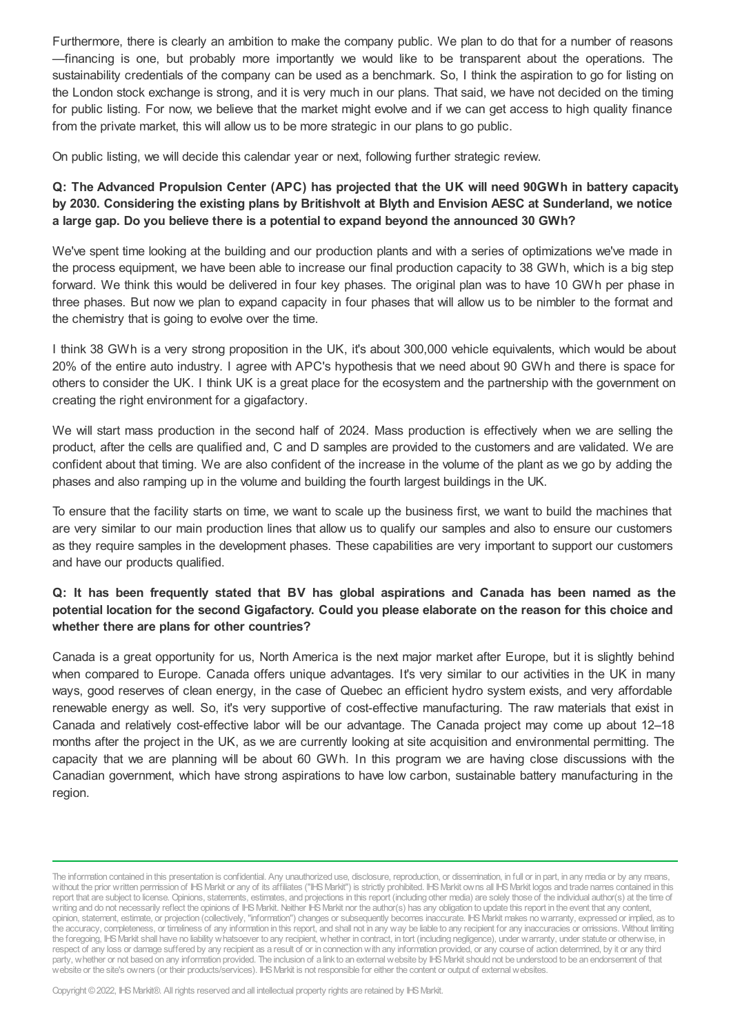Furthermore, there is clearly an ambition to make the company public. We plan to do that for a number of reasons—financing is one, but probably more importantly we would like to be transparent about the operations. The sustainability credentials of the company can be used as a benchmark. So, I think the aspiration to go for listing on the London stock exchange is strong, and it is very much in our plans. That said, we have not decided on the timing for public listing. For now, we believe that the market might evolve and if we can get access to high quality finance from the private market, this will allow us to be more strategic in our plans to go public.

On public listing, we will decide this calendar year or next, following further strategic review.

**Q: The Advanced Propulsion Center (APC) has projected that the UK will need 90GWh in battery capacity by 2030. Considering the existing plans by Britishvolt at Blyth and Envision AESC at Sunderland, we notice a large gap. Do you believe there is a potential to expand beyond the announced 30 GWh?**

We've spent time looking at the building and our production plants and with a series of optimizations we've made in the process equipment, we have been able to increase our final production capacity to 38 GWh, which is a big step forward. We think this would be delivered in four key phases. The original plan was to have 10 GWh per phase in three phases. But now we plan to expand capacity in four phases that will allow us to be nimbler to the format and the chemistry that is going to evolve over the time.

I think 38 GWh is a very strong proposition in the UK, it's about 300,000 vehicle equivalents, which would be about 20% of the entire auto industry. I agree with APC's hypothesis that we need about 90 GWh and there is space for others to consider the UK. I think UK is a great place for the ecosystem and the partnership with the government on creating the right environment for a gigafactory.

We will start mass production in the second half of 2024. Mass production is effectively when we are selling the product, after the cells are qualified and, C and D samples are provided to the customers and are validated. We are confident about that timing. We are also confident of the increase in the volume of the plant as we go by adding the phases and also ramping up in the volume and building the fourth largest buildings in the UK.

To ensure that the facility starts on time, we want to scale up the business first, we want to build the machines that are very similar to our main production lines that allow us to qualify our samples and also to ensure our customers as they require samples in the development phases. These capabilities are very important to support our customers and have our products qualified.

**Q: It has been frequently stated that BV has global aspirations and Canada has been named as the potential location for the second Gigafactory. Could you please elaborate on the reason for this choice and whether there are plans for other countries?**

Canada is a great opportunity for us, North America is the next major market after Europe, but it is slightly behind when compared to Europe. Canada offers unique advantages. It's very similar to our activities in the UK in many ways, good reserves of clean energy, in the case of Quebec an efficient hydro system exists, and very affordable renewable energy as well. So, it's very supportive of cost-effective manufacturing. The raw materials that exist in Canada and relatively cost-effective labor will be our advantage. The Canada project may come up about 12–18 months after the project in the UK, as we are currently looking at site acquisition and environmental permitting. The capacity that we are planning will be about 60 GWh. In this program we are having close discussions with the Canadian government, which have strong aspirations to have low carbon, sustainable battery manufacturing in the region.

The information contained in this presentation is confidential. Any unauthorized use, disclosure, reproduction, or dissemination, in full or in part, in any media or by any means, without the prior written permission of IHS Markit or any of its affiliates ("IHS Markit") is strictly prohibited. IHS Markit owns all IHS Markit logos and trade names contained in this report that are subject to license. Opinions, statements, estimates, and projections in this report (including other media) are solely those of the individual author(s) at the time of writing and do not necessarily reflect the opinions of IHS Markit. Neither IHS Markit nor the author(s) has any obligation to update this report in the event that any content, opinion, statement, estimate, or projection (collectively, "information") changes or subsequently becomes inaccurate. IHS Markit makes no warranty, expressed or implied, as to the accuracy, completeness, or timeliness of any information in this report, and shall not in any way be liable to any recipient for any inaccuracies or omissions. Without limiting the foregoing, IHS Markit shall have no liability whatsoever to any recipient, whether in contract, in tort (including negligence), under warranty, under statute or otherwise, in respect of any loss or damage suffered by any recipient as a result of or in connection with any information provided, or any course of action determined, by it or any third party, whether or not based on any information provided. The inclusion of a link to an external website by IHS Markit should not be understood to be an endorsement of that website or the site's owners (or their products/services). IHS Markit is not responsible for either the content or output of external websites.

Copyright © 2022, IHS Markit®. All rights reserved and all intellectual property rights are retained by IHS Markit.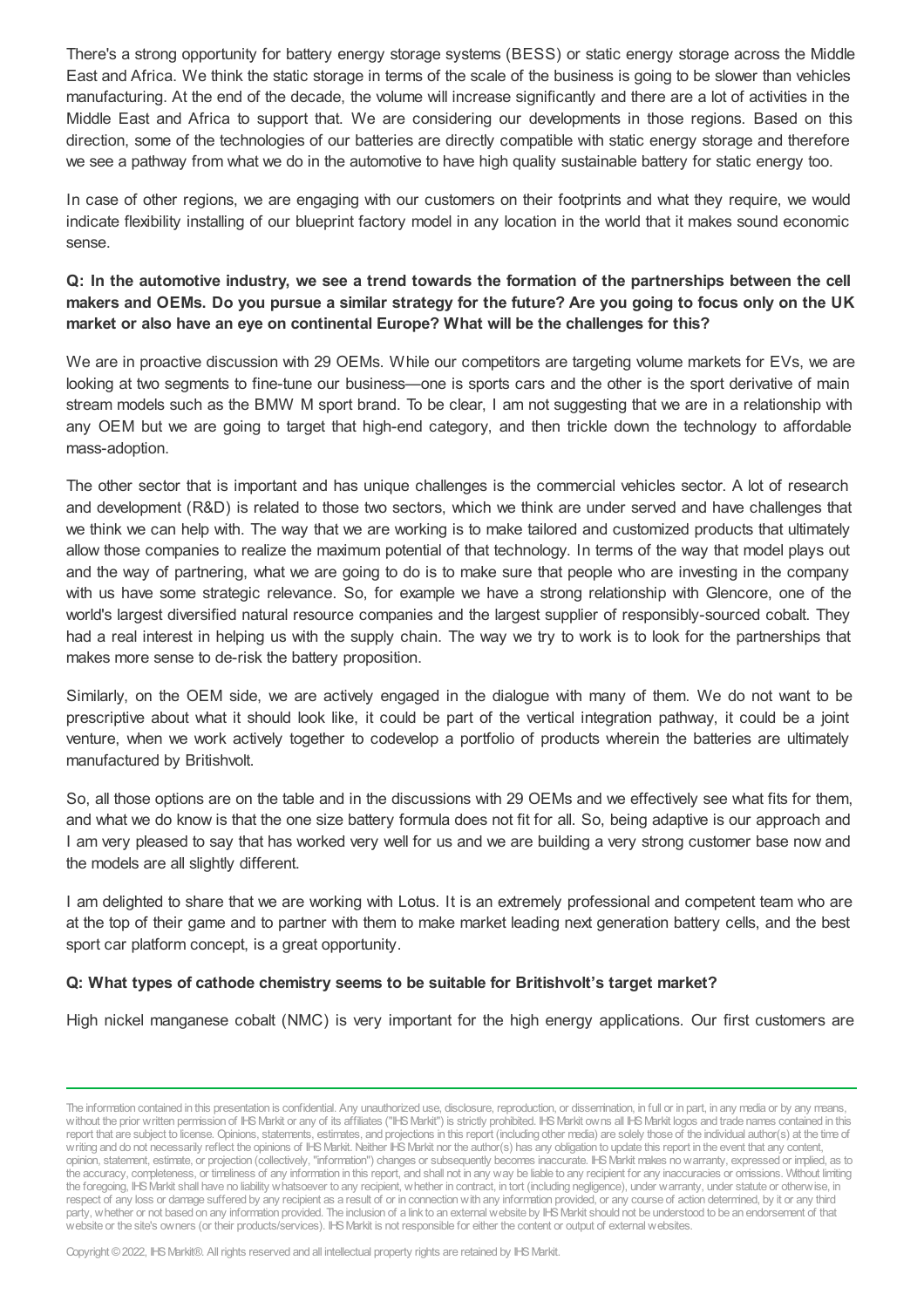There's a strong opportunity for battery energy storage systems (BESS) or static energy storage across the Middle East and Africa. We think the static storage in terms of the scale of the business is going to be slower than vehicles manufacturing. At the end of the decade, the volume will increase significantly and there are a lot of activities in the Middle East and Africa to support that. We are considering our developments in those regions. Based on this direction, some of the technologies of our batteries are directly compatible with static energy storage and therefore we see a pathway from what we do in the automotive to have high quality sustainable battery for static energy too.

In case of other regions, we are engaging with our customers on their footprints and what they require, we would indicate flexibility installing of our blueprint factory model in any location in the world that it makes sound economic sense.

**Q: In the automotive industry, we see a trend towards the formation of the partnerships between the cell makers and OEMs. Do you pursue a similar strategy for the future? Are you going to focus only on the UK market or also have an eye on continental Europe? What will be the challenges for this?**

We are in proactive discussion with 29 OEMs. While our competitors are targeting volume markets for EVs, we are looking at two segments to fine-tune our business—one is sports cars and the other is the sport derivative of main stream models such as the BMW M sport brand. To be clear, I am not suggesting that we are in a relationship with any OEM but we are going to target that high-end category, and then trickle down the technology to affordable mass-adoption.

The other sector that is important and has unique challenges is the commercial vehicles sector. A lot of research and development (R&D) is related to those two sectors, which we think are under served and have challenges that we think we can help with. The way that we are working is to make tailored and customized products that ultimately allow those companies to realize the maximum potential of that technology. In terms of the way that model plays out and the way of partnering, what we are going to do is to make sure that people who are investing in the company with us have some strategic relevance. So, for example we have a strong relationship with Glencore, one of the world's largest diversified natural resource companies and the largest supplier of responsibly-sourced cobalt. They had a real interest in helping us with the supply chain. The way we try to work is to look for the partnerships that makes more sense to de-risk the battery proposition.

Similarly, on the OEM side, we are actively engaged in the dialogue with many of them. We do not want to be prescriptive about what it should look like, it could be part of the vertical integration pathway, it could be a joint venture, when we work actively together to codevelop a portfolio of products wherein the batteries are ultimately manufactured by Britishvolt.

So, all those options are on the table and in the discussions with 29 OEMs and we effectively see what fits for them, and what we do know is that the one size battery formula does not fit for all. So, being adaptive is our approach and I am very pleased to say that has worked very well for us and we are building a very strong customer base now and the models are all slightly different.

I am delighted to share that we are working with Lotus. It is an extremely professional and competent team who are at the top of their game and to partner with them to make market leading next generation battery cells, and the best sport car platform concept, is a great opportunity.

**Q: What types of cathode chemistry seems to be suitable for Britishvolt's target market?**

High nickel manganese cobalt (NMC) is very important for the high energy applications. Our first customers are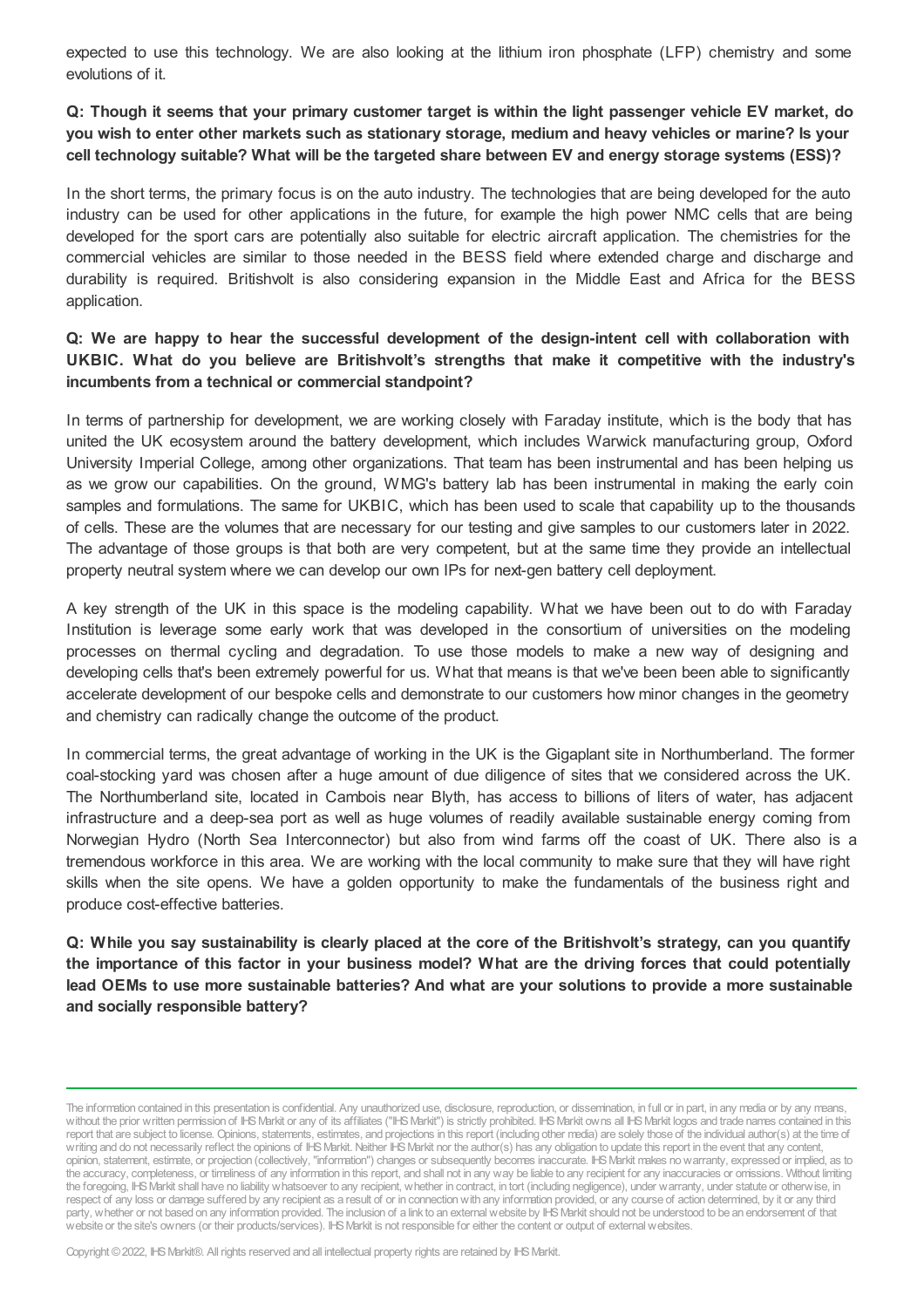expected to use this technology. We are also looking at the lithium iron phosphate (LFP) chemistry and some evolutions of it.

**Q: Though it seems that your primary customer target is within the light passenger vehicle EV market, do you wish to enter other markets such as stationary storage, medium and heavy vehicles or marine? Is your cell technology suitable? What will be the targeted share between EV and energy storage systems (ESS)?**

In the short terms, the primary focus is on the auto industry. The technologies that are being developed for the auto industry can be used for other applications in the future, for example the high power NMC cells that are being developed for the sport cars are potentially also suitable for electric aircraft application. The chemistries for the commercial vehicles are similar to those needed in the BESS field where extended charge and discharge and durability is required. Britishvolt is also considering expansion in the Middle East and Africa for the BESS application.

**Q: We are happy to hear the successful development of the design-intent cell with collaboration with UKBIC. What do you believe are Britishvolt's strengths that make it competitive with the industry's incumbents from a technical or commercial standpoint?**

In terms of partnership for development, we are working closely with Faraday institute, which is the body that has united the UK ecosystem around the battery development, which includes Warwick manufacturing group, Oxford University Imperial College, among other organizations. That team has been instrumental and has been helping us as we grow our capabilities. On the ground, WMG's battery lab has been instrumental in making the early coin samples and formulations. The same for UKBIC, which has been used to scale that capability up to the thousands of cells. These are the volumes that are necessary for our testing and give samples to our customers later in 2022. The advantage of those groups is that both are very competent, but at the same time they provide an intellectual property neutral system where we can develop our own IPs for next-gen battery cell deployment.

A key strength of the UK in this space is the modeling capability. What we have been out to do with Faraday Institution is leverage some early work that was developed in the consortium of universities on the modeling processes on thermal cycling and degradation. To use those models to make a new way of designing and developing cells that's been extremely powerful for us. What that means is that we've been been able to significantly accelerate development of our bespoke cells and demonstrate to our customers how minor changes in the geometry and chemistry can radically change the outcome of the product.

In commercial terms, the great advantage of working in the UK is the Gigaplant site in Northumberland. The former coal-stocking yard was chosen after a huge amount of due diligence of sites that we considered across the UK. The Northumberland site, located in Cambois near Blyth, has access to billions of liters of water, has adjacent infrastructure and a deep-sea port as well as huge volumes of readily available sustainable energy coming from Norwegian Hydro (North Sea Interconnector) but also from wind farms off the coast of UK. There also is a tremendous workforce in this area. We are working with the local community to make sure that they will have right skills when the site opens. We have a golden opportunity to make the fundamentals of the business right and produce cost-effective batteries.

**Q: While you say sustainability is clearly placed at the core of the Britishvolt's strategy, can you quantify the importance of this factor in your business model? What are the driving forces that could potentially lead OEMs to use more sustainable batteries? And what are your solutions to provide a more sustainable and socially responsible battery?**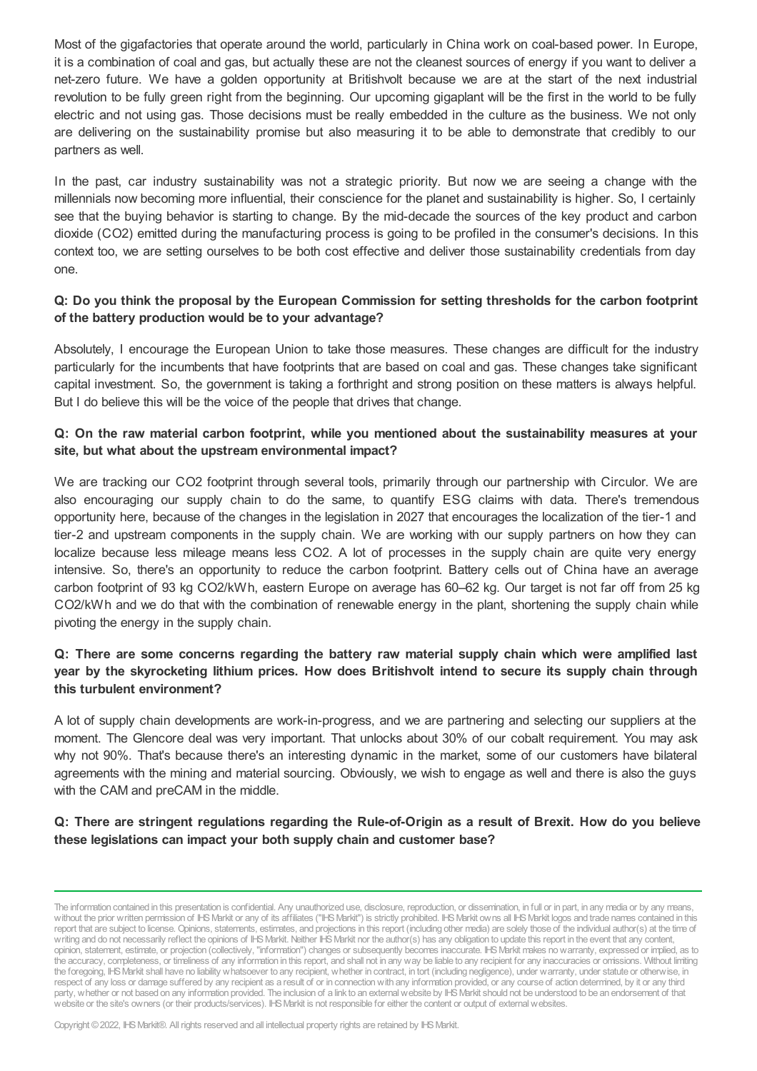Most of the gigafactories that operate around the world, particularly in China work on coal-based power. In Europe, it is a combination of coal and gas, but actually these are not the cleanest sources of energy if you want to deliver a net-zero future. We have a golden opportunity at Britishvolt because we are at the start of the next industrial revolution to be fully green right from the beginning. Our upcoming gigaplant will be the first in the world to be fully electric and not using gas. Those decisions must be really embedded in the culture as the business. We not only are delivering on the sustainability promise but also measuring it to be able to demonstrate that credibly to our partners as well.

In the past, car industry sustainability was not a strategic priority. But now we are seeing a change with the millennials now becoming more influential, their conscience for the planet and sustainability is higher. So, I certainly see that the buying behavior is starting to change. By the mid-decade the sources of the key product and carbon dioxide ($CO_2$) emitted during the manufacturing process is going to be profiled in the consumer's decisions. In this context too, we are setting ourselves to be both cost effective and deliver those sustainability credentials from day one.

**Q: Do you think the proposal by the European Commission for setting thresholds for the carbon footprint of the battery production would be to your advantage?**

Absolutely, I encourage the European Union to take those measures. These changes are difficult for the industry particularly for the incumbents that have footprints that are based on coal and gas. These changes take significant capital investment. So, the government is taking a forthright and strong position on these matters is always helpful. But I do believe this will be the voice of the people that drives that change.

**Q: On the raw material carbon footprint, while you mentioned about the sustainability measures at your site, but what about the upstream environmental impact?**

We are tracking our $CO_2$ footprint through several tools, primarily through our partnership with Circulor. We are also encouraging our supply chain to do the same, to quantify ESG claims with data. There's tremendous opportunity here, because of the changes in the legislation in 2027 that encourages the localization of the tier-1 and tier-2 and upstream components in the supply chain. We are working with our supply partners on how they can localize because less mileage means less $CO_2$. A lot of processes in the supply chain are quite very energy intensive. So, there's an opportunity to reduce the carbon footprint. Battery cells out of China have an average carbon footprint of 93 kg $CO_2$/kWh, eastern Europe on average has 60–62 kg. Our target is not far off from 25 kg $CO_2$/kWh and we do that with the combination of renewable energy in the plant, shortening the supply chain while pivoting the energy in the supply chain.

**Q: There are some concerns regarding the battery raw material supply chain which were amplified last year by the skyrocketing lithium prices. How does Britishvolt intend to secure its supply chain through this turbulent environment?**

A lot of supply chain developments are work-in-progress, and we are partnering and selecting our suppliers at the moment. The Glencore deal was very important. That unlocks about 30% of our cobalt requirement. You may ask why not 90%. That's because there's an interesting dynamic in the market, some of our customers have bilateral agreements with the mining and material sourcing. Obviously, we wish to engage as well and there is also the guys with the CAM and preCAM in the middle.

**Q: There are stringent regulations regarding the Rule-of-Origin as a result of Brexit. How do you believe these legislations can impact your both supply chain and customer base?**

The information contained in this presentation is confidential. Any unauthorized use, disclosure, reproduction, or dissemination, in full or in part, in any media or by any means, without the prior written permission of IHS Markit or any of its affiliates ("IHS Markit") is strictly prohibited. IHS Markit owns all IHS Markit logos and trade names contained in this report that are subject to license. Opinions, statements, estimates, and projections in this report (including other media) are solely those of the individual author(s) at the time of writing and do not necessarily reflect the opinions of IHS Markit. Neither IHS Markit nor the author(s) has any obligation to update this report in the event that any content, opinion, statement, estimate, or projection (collectively, "information") changes or subsequently becomes inaccurate. IHS Markit makes no warranty, expressed or implied, as to the accuracy, completeness, or timeliness of any information in this report, and shall not in any way be liable to any recipient for any inaccuracies or omissions. Without limiting the foregoing, IHS Markit shall have no liability whatsoever to any recipient, whether in contract, in tort (including negligence), under warranty, under statute or otherwise, in respect of any loss or damage suffered by any recipient as a result of or in connection with any information provided, or any course of action determined, by it or any third party, whether or not based on any information provided. The inclusion of a link to an external website by IHS Markit should not be understood to be an endorsement of that website or the site's owners (or their products/services). IHS Markit is not responsible for either the content or output of external websites.

Copyright © 2022, IHS Markit®. All rights reserved and all intellectual property rights are retained by IHS Markit.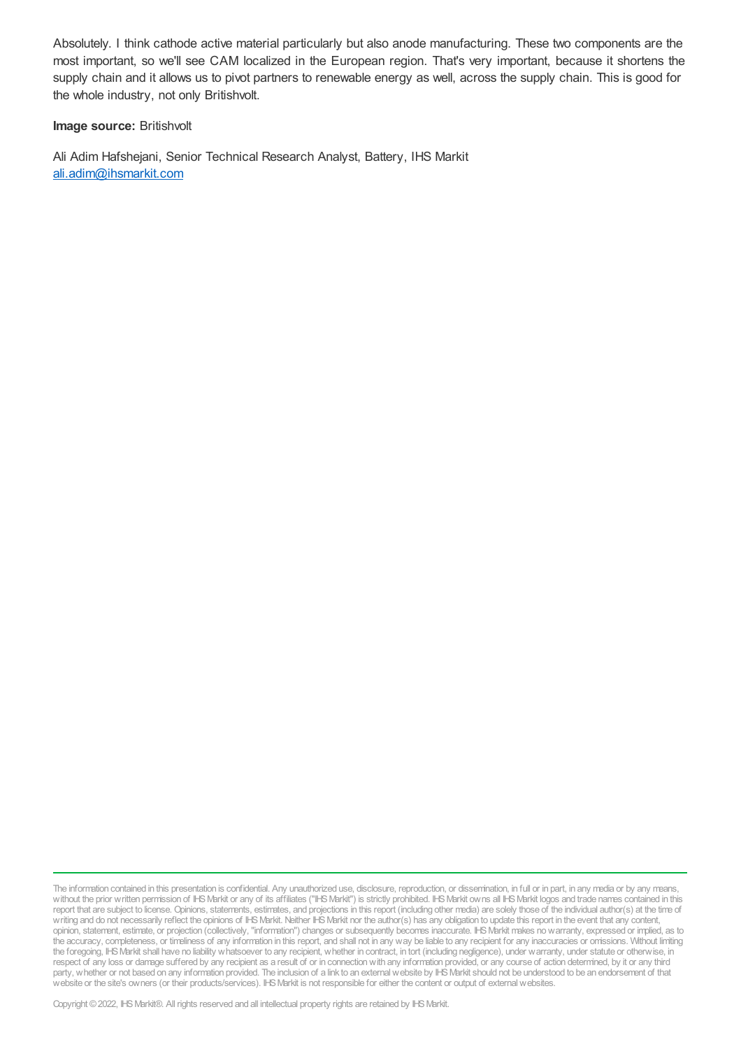Absolutely. I think cathode active material particularly but also anode manufacturing. These two components are the most important, so we'll see CAM localized in the European region. That's very important, because it shortens the supply chain and it allows us to pivot partners to renewable energy as well, across the supply chain. This is good for the whole industry, not only Britishvolt.

**Image source:** Britishvolt

Ali Adim Hafshejani, Senior Technical Research Analyst, Battery, IHS Markit
ali.adim@ihsmarkit.com

---

The information contained in this presentation is confidential. Any unauthorized use, disclosure, reproduction, or dissemination, in full or in part, in any media or by any means, without the prior written permission of IHS Markit or any of its affiliates ("IHS Markit") is strictly prohibited. IHS Markit owns all IHS Markit logos and trade names contained in this report that are subject to license. Opinions, statements, estimates, and projections in this report (including other media) are solely those of the individual author(s) at the time of writing and do not necessarily reflect the opinions of IHS Markit. Neither IHS Markit nor the author(s) has any obligation to update this report in the event that any content, opinion, statement, estimate, or projection (collectively, "information") changes or subsequently becomes inaccurate. IHS Markit makes no warranty, expressed or implied, as to the accuracy, completeness, or timeliness of any information in this report, and shall not in any way be liable to any recipient for any inaccuracies or omissions. Without limiting the foregoing, IHS Markit shall have no liability whatsoever to any recipient, whether in contract, in tort (including negligence), under warranty, under statute or otherwise, in respect of any loss or damage suffered by any recipient as a result of or in connection with any information provided, or any course of action determined, by it or any third party, whether or not based on any information provided. The inclusion of a link to an external website by IHS Markit should not be understood to be an endorsement of that website or the site's owners (or their products/services). IHS Markit is not responsible for either the content or output of external websites.

Copyright © 2022, IHS Markit®. All rights reserved and all intellectual property rights are retained by IHS Markit.